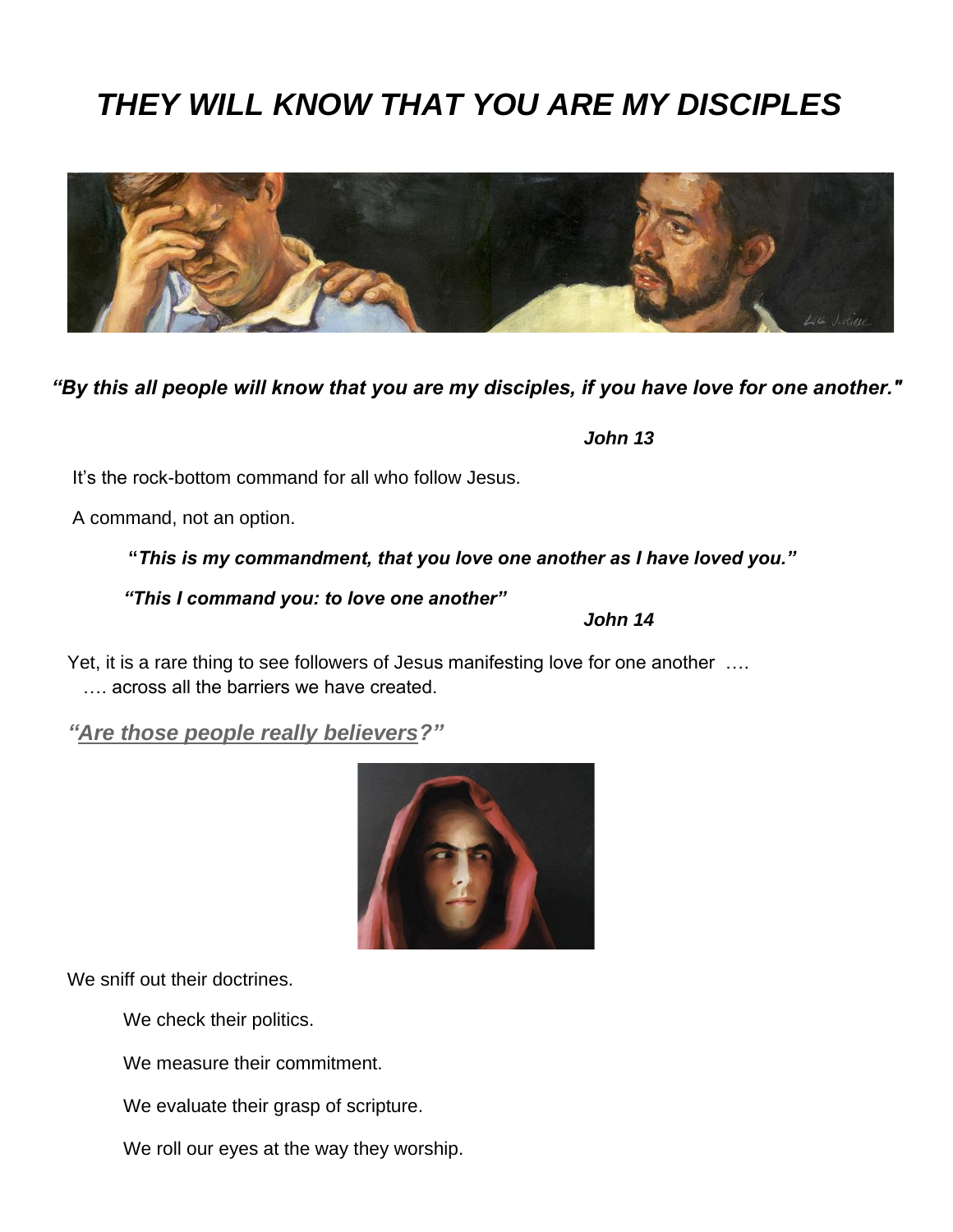# *THEY WILL KNOW THAT YOU ARE MY DISCIPLES*

***"By this all people will know that you are my disciples, if you have love for one another."***

***John 13***

It's the rock-bottom command for all who follow Jesus.

A command, not an option.

> **"*This is my commandment, that you love one another as I have loved you."***
>
> ***"This I command you: to love one another"***
>
> ***John 14***

Yet, it is a rare thing to see followers of Jesus manifesting love for one another ….
…. across all the barriers we have created.

***"Are those people really believers?"***

We sniff out their doctrines.

We check their politics.

We measure their commitment.

We evaluate their grasp of scripture.

We roll our eyes at the way they worship.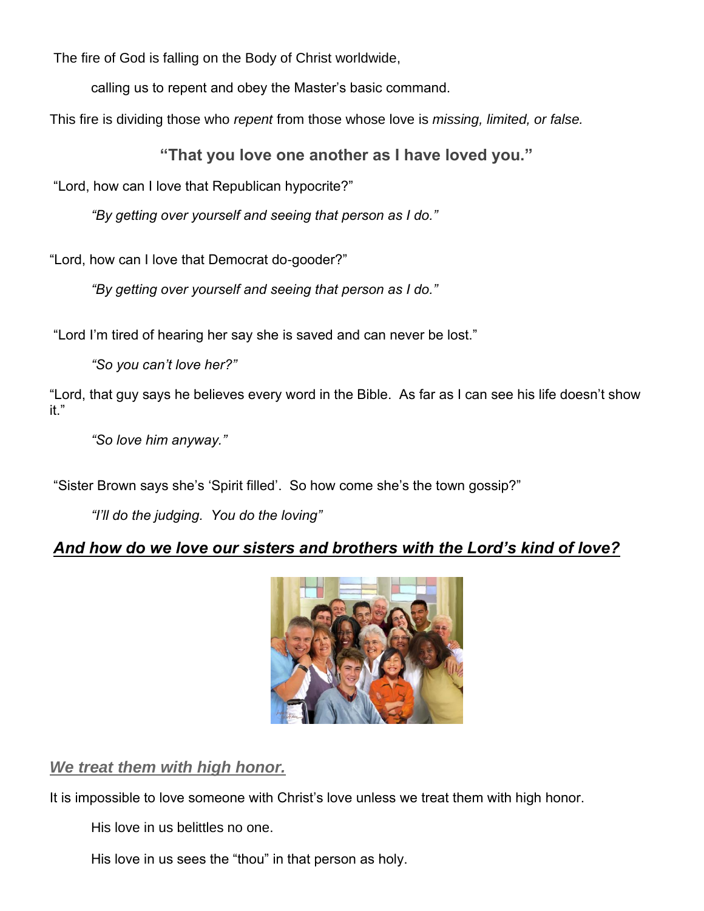The fire of God is falling on the Body of Christ worldwide,

calling us to repent and obey the Master's basic command.

This fire is dividing those who *repent* from those whose love is *missing, limited, or false.*

**"That you love one another as I have loved you."**

"Lord, how can I love that Republican hypocrite?"

*"By getting over yourself and seeing that person as I do."*

"Lord, how can I love that Democrat do-gooder?"

*"By getting over yourself and seeing that person as I do."*

"Lord I'm tired of hearing her say she is saved and can never be lost."

*"So you can't love her?"*

"Lord, that guy says he believes every word in the Bible. As far as I can see his life doesn't show it."

*"So love him anyway."*

"Sister Brown says she's 'Spirit filled'. So how come she's the town gossip?"

*"I'll do the judging. You do the loving"*

***And how do we love our sisters and brothers with the Lord's kind of love?***

***We treat them with high honor.***

It is impossible to love someone with Christ's love unless we treat them with high honor.

His love in us belittles no one.

His love in us sees the "thou" in that person as holy.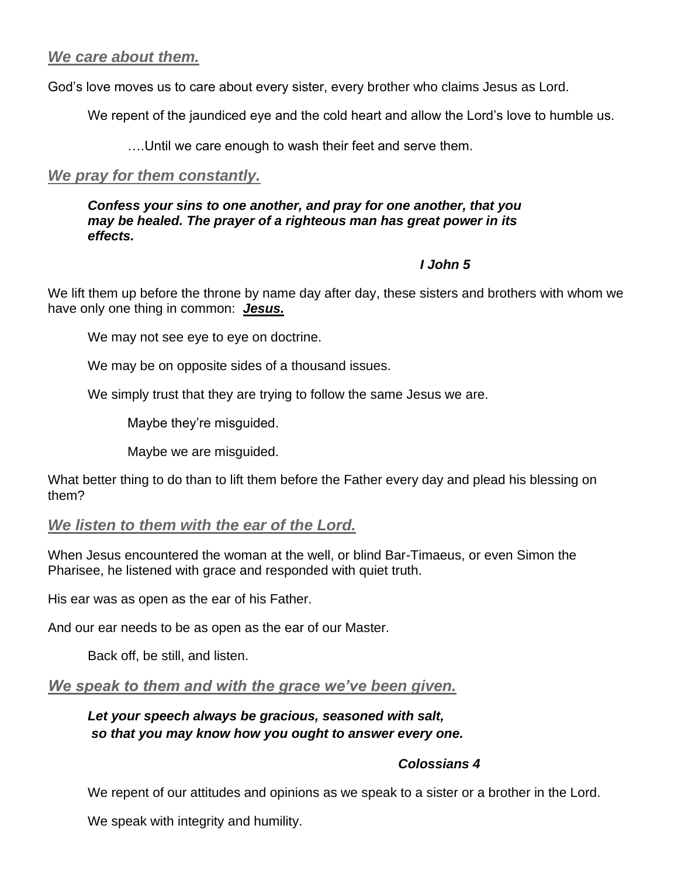## ***We care about them.***

God's love moves us to care about every sister, every brother who claims Jesus as Lord.

We repent of the jaundiced eye and the cold heart and allow the Lord's love to humble us.

….Until we care enough to wash their feet and serve them.

## ***We pray for them constantly.***

> ***Confess your sins to one another, and pray for one another, that you may be healed. The prayer of a righteous man has great power in its effects.***
>
> ***I John 5***

We lift them up before the throne by name day after day, these sisters and brothers with whom we have only one thing in common: ***Jesus.***

We may not see eye to eye on doctrine.

We may be on opposite sides of a thousand issues.

We simply trust that they are trying to follow the same Jesus we are.

Maybe they're misguided.

Maybe we are misguided.

What better thing to do than to lift them before the Father every day and plead his blessing on them?

## ***We listen to them with the ear of the Lord.***

When Jesus encountered the woman at the well, or blind Bar-Timaeus, or even Simon the Pharisee, he listened with grace and responded with quiet truth.

His ear was as open as the ear of his Father.

And our ear needs to be as open as the ear of our Master.

Back off, be still, and listen.

## ***We speak to them and with the grace we've been given.***

> ***Let your speech always be gracious, seasoned with salt, so that you may know how you ought to answer every one.***
>
> ***Colossians 4***

We repent of our attitudes and opinions as we speak to a sister or a brother in the Lord.

We speak with integrity and humility.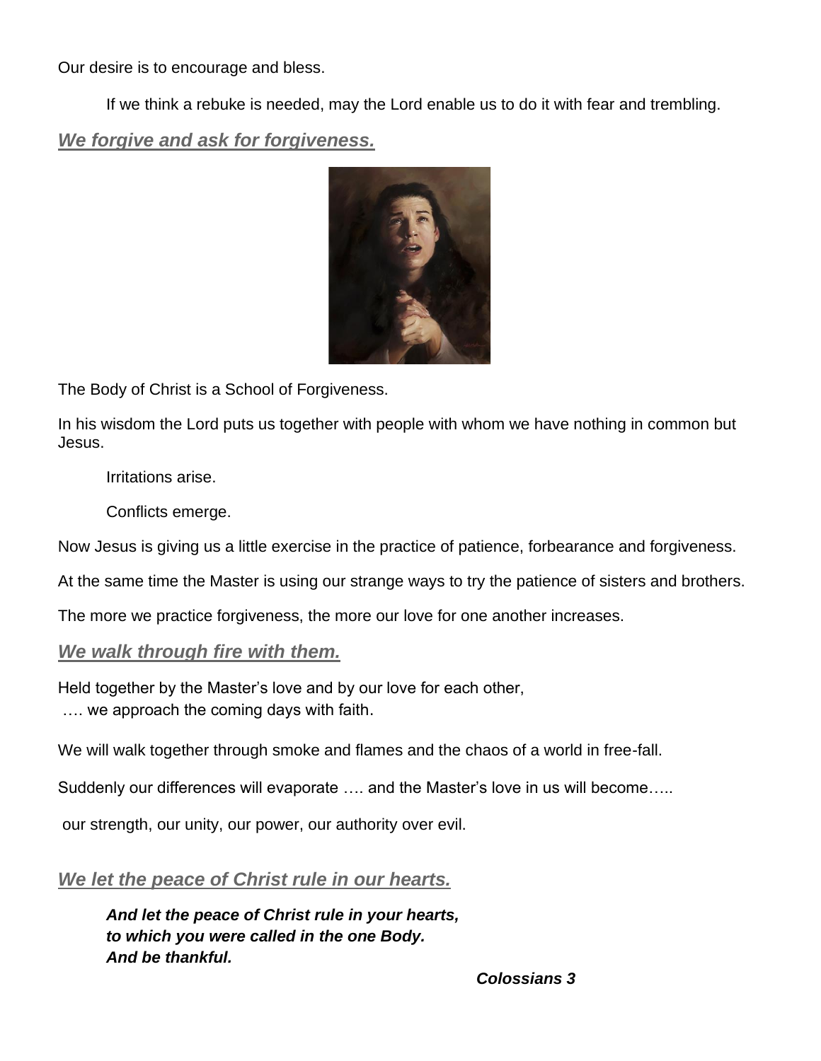Our desire is to encourage and bless.

If we think a rebuke is needed, may the Lord enable us to do it with fear and trembling.

## ***We forgive and ask for forgiveness.***

The Body of Christ is a School of Forgiveness.

In his wisdom the Lord puts us together with people with whom we have nothing in common but Jesus.

Irritations arise.

Conflicts emerge.

Now Jesus is giving us a little exercise in the practice of patience, forbearance and forgiveness.

At the same time the Master is using our strange ways to try the patience of sisters and brothers.

The more we practice forgiveness, the more our love for one another increases.

## ***We walk through fire with them.***

Held together by the Master's love and by our love for each other,
…. we approach the coming days with faith.

We will walk together through smoke and flames and the chaos of a world in free-fall.

Suddenly our differences will evaporate …. and the Master's love in us will become…..

our strength, our unity, our power, our authority over evil.

## ***We let the peace of Christ rule in our hearts.***

***And let the peace of Christ rule in your hearts,***
***to which you were called in the one Body.***
***And be thankful.***

***Colossians 3***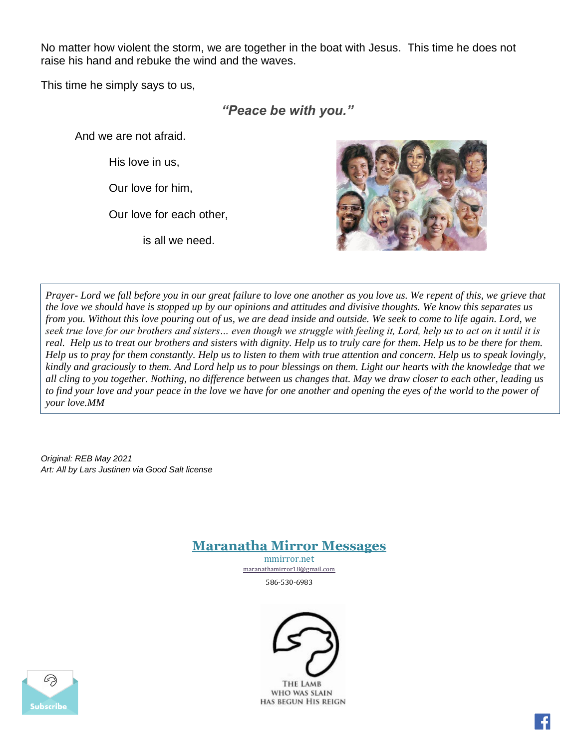No matter how violent the storm, we are together in the boat with Jesus. This time he does not raise his hand and rebuke the wind and the waves.

This time he simply says to us,

***"Peace be with you."***

And we are not afraid.

His love in us,

Our love for him,

Our love for each other,

is all we need.

*Prayer- Lord we fall before you in our great failure to love one another as you love us. We repent of this, we grieve that the love we should have is stopped up by our opinions and attitudes and divisive thoughts. We know this separates us from you. Without this love pouring out of us, we are dead inside and outside. We seek to come to life again. Lord, we seek true love for our brothers and sisters… even though we struggle with feeling it, Lord, help us to act on it until it is real. Help us to treat our brothers and sisters with dignity. Help us to truly care for them. Help us to be there for them. Help us to pray for them constantly. Help us to listen to them with true attention and concern. Help us to speak lovingly, kindly and graciously to them. And Lord help us to pour blessings on them. Light our hearts with the knowledge that we all cling to you together. Nothing, no difference between us changes that. May we draw closer to each other, leading us to find your love and your peace in the love we have for one another and opening the eyes of the world to the power of your love.MM*

*Original: REB May 2021*
*Art: All by Lars Justinen via Good Salt license*

**Maranatha Mirror Messages**

mmirror.net

maranathamirror18@gmail.com

586-530-6983

THE LAMB
WHO WAS SLAIN
HAS BEGUN HIS REIGN

Subscribe